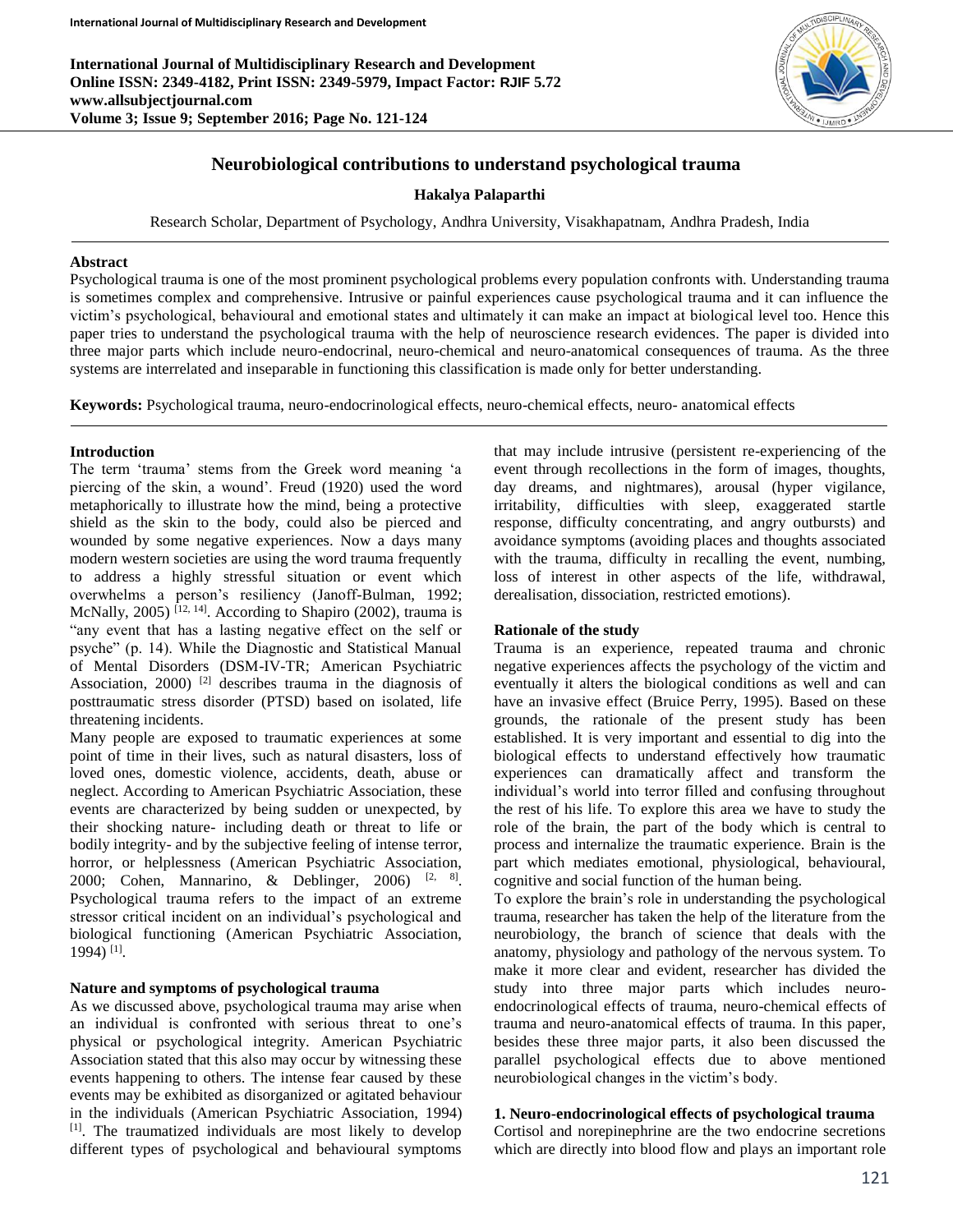# Neurobiological contributions to understand psychological trauma

**Hakalya Palaparthi**

Research Scholar, Department of Psychology, Andhra University, Visakhapatnam, Andhra Pradesh, India

## Abstract

Psychological trauma is one of the most prominent psychological problems every population confronts with. Understanding trauma is sometimes complex and comprehensive. Intrusive or painful experiences cause psychological trauma and it can influence the victim's psychological, behavioural and emotional states and ultimately it can make an impact at biological level too. Hence this paper tries to understand the psychological trauma with the help of neuroscience research evidences. The paper is divided into three major parts which include neuro-endocrinal, neuro-chemical and neuro-anatomical consequences of trauma. As the three systems are interrelated and inseparable in functioning this classification is made only for better understanding.

**Keywords:** Psychological trauma, neuro-endocrinological effects, neuro-chemical effects, neuro- anatomical effects

## Introduction

The term 'trauma' stems from the Greek word meaning 'a piercing of the skin, a wound'. Freud (1920) used the word metaphorically to illustrate how the mind, being a protective shield as the skin to the body, could also be pierced and wounded by some negative experiences. Now a days many modern western societies are using the word trauma frequently to address a highly stressful situation or event which overwhelms a person's resiliency (Janoff-Bulman, 1992; McNally, 2005) [12, 14]. According to Shapiro (2002), trauma is "any event that has a lasting negative effect on the self or psyche" (p. 14). While the Diagnostic and Statistical Manual of Mental Disorders (DSM-IV-TR; American Psychiatric Association, 2000) [2] describes trauma in the diagnosis of posttraumatic stress disorder (PTSD) based on isolated, life threatening incidents.

Many people are exposed to traumatic experiences at some point of time in their lives, such as natural disasters, loss of loved ones, domestic violence, accidents, death, abuse or neglect. According to American Psychiatric Association, these events are characterized by being sudden or unexpected, by their shocking nature- including death or threat to life or bodily integrity- and by the subjective feeling of intense terror, horror, or helplessness (American Psychiatric Association, 2000; Cohen, Mannarino, & Deblinger, 2006) [2, 8]. Psychological trauma refers to the impact of an extreme stressor critical incident on an individual's psychological and biological functioning (American Psychiatric Association, 1994) [1].

## Nature and symptoms of psychological trauma

As we discussed above, psychological trauma may arise when an individual is confronted with serious threat to one's physical or psychological integrity. American Psychiatric Association stated that this also may occur by witnessing these events happening to others. The intense fear caused by these events may be exhibited as disorganized or agitated behaviour in the individuals (American Psychiatric Association, 1994) [1]. The traumatized individuals are most likely to develop different types of psychological and behavioural symptoms that may include intrusive (persistent re-experiencing of the event through recollections in the form of images, thoughts, day dreams, and nightmares), arousal (hyper vigilance, irritability, difficulties with sleep, exaggerated startle response, difficulty concentrating, and angry outbursts) and avoidance symptoms (avoiding places and thoughts associated with the trauma, difficulty in recalling the event, numbing, loss of interest in other aspects of the life, withdrawal, derealisation, dissociation, restricted emotions).

## Rationale of the study

Trauma is an experience, repeated trauma and chronic negative experiences affects the psychology of the victim and eventually it alters the biological conditions as well and can have an invasive effect (Bruice Perry, 1995). Based on these grounds, the rationale of the present study has been established. It is very important and essential to dig into the biological effects to understand effectively how traumatic experiences can dramatically affect and transform the individual's world into terror filled and confusing throughout the rest of his life. To explore this area we have to study the role of the brain, the part of the body which is central to process and internalize the traumatic experience. Brain is the part which mediates emotional, physiological, behavioural, cognitive and social function of the human being.

To explore the brain's role in understanding the psychological trauma, researcher has taken the help of the literature from the neurobiology, the branch of science that deals with the anatomy, physiology and pathology of the nervous system. To make it more clear and evident, researcher has divided the study into three major parts which includes neuro-endocrinological effects of trauma, neuro-chemical effects of trauma and neuro-anatomical effects of trauma. In this paper, besides these three major parts, it also been discussed the parallel psychological effects due to above mentioned neurobiological changes in the victim's body.

### 1. Neuro-endocrinological effects of psychological trauma

Cortisol and norepinephrine are the two endocrine secretions which are directly into blood flow and plays an important role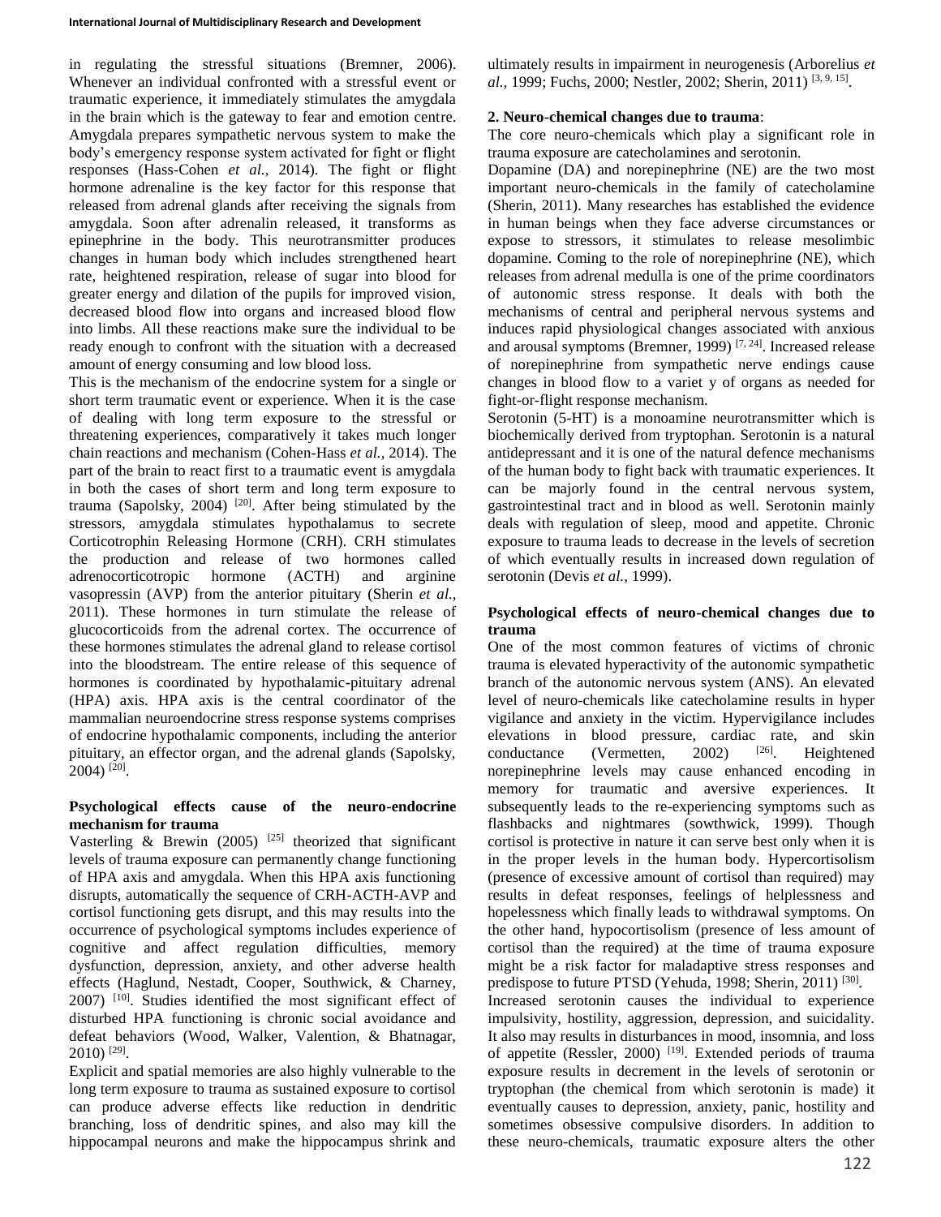in regulating the stressful situations (Bremner, 2006). Whenever an individual confronted with a stressful event or traumatic experience, it immediately stimulates the amygdala in the brain which is the gateway to fear and emotion centre. Amygdala prepares sympathetic nervous system to make the body's emergency response system activated for fight or flight responses (Hass-Cohen *et al.,* 2014). The fight or flight hormone adrenaline is the key factor for this response that released from adrenal glands after receiving the signals from amygdala. Soon after adrenalin released, it transforms as epinephrine in the body. This neurotransmitter produces changes in human body which includes strengthened heart rate, heightened respiration, release of sugar into blood for greater energy and dilation of the pupils for improved vision, decreased blood flow into organs and increased blood flow into limbs. All these reactions make sure the individual to be ready enough to confront with the situation with a decreased amount of energy consuming and low blood loss.

This is the mechanism of the endocrine system for a single or short term traumatic event or experience. When it is the case of dealing with long term exposure to the stressful or threatening experiences, comparatively it takes much longer chain reactions and mechanism (Cohen-Hass *et al.,* 2014). The part of the brain to react first to a traumatic event is amygdala in both the cases of short term and long term exposure to trauma (Sapolsky, 2004) [20]. After being stimulated by the stressors, amygdala stimulates hypothalamus to secrete Corticotrophin Releasing Hormone (CRH). CRH stimulates the production and release of two hormones called adrenocorticotropic hormone (ACTH) and arginine vasopressin (AVP) from the anterior pituitary (Sherin *et al.,* 2011). These hormones in turn stimulate the release of glucocorticoids from the adrenal cortex. The occurrence of these hormones stimulates the adrenal gland to release cortisol into the bloodstream. The entire release of this sequence of hormones is coordinated by hypothalamic-pituitary adrenal (HPA) axis. HPA axis is the central coordinator of the mammalian neuroendocrine stress response systems comprises of endocrine hypothalamic components, including the anterior pituitary, an effector organ, and the adrenal glands (Sapolsky, 2004) [20].

**Psychological effects cause of the neuro-endocrine mechanism for trauma**

Vasterling & Brewin (2005) [25] theorized that significant levels of trauma exposure can permanently change functioning of HPA axis and amygdala. When this HPA axis functioning disrupts, automatically the sequence of CRH-ACTH-AVP and cortisol functioning gets disrupt, and this may results into the occurrence of psychological symptoms includes experience of cognitive and affect regulation difficulties, memory dysfunction, depression, anxiety, and other adverse health effects (Haglund, Nestadt, Cooper, Southwick, & Charney, 2007) [10]. Studies identified the most significant effect of disturbed HPA functioning is chronic social avoidance and defeat behaviors (Wood, Walker, Valention, & Bhatnagar, 2010) [29].

Explicit and spatial memories are also highly vulnerable to the long term exposure to trauma as sustained exposure to cortisol can produce adverse effects like reduction in dendritic branching, loss of dendritic spines, and also may kill the hippocampal neurons and make the hippocampus shrink and ultimately results in impairment in neurogenesis (Arborelius *et al.,* 1999; Fuchs, 2000; Nestler, 2002; Sherin, 2011) [3, 9, 15].

**2. Neuro-chemical changes due to trauma**:

The core neuro-chemicals which play a significant role in trauma exposure are catecholamines and serotonin.

Dopamine (DA) and norepinephrine (NE) are the two most important neuro-chemicals in the family of catecholamine (Sherin, 2011). Many researches has established the evidence in human beings when they face adverse circumstances or expose to stressors, it stimulates to release mesolimbic dopamine. Coming to the role of norepinephrine (NE), which releases from adrenal medulla is one of the prime coordinators of autonomic stress response. It deals with both the mechanisms of central and peripheral nervous systems and induces rapid physiological changes associated with anxious and arousal symptoms (Bremner, 1999) [7, 24]. Increased release of norepinephrine from sympathetic nerve endings cause changes in blood flow to a variet y of organs as needed for fight-or-flight response mechanism.

Serotonin (5-HT) is a monoamine neurotransmitter which is biochemically derived from tryptophan. Serotonin is a natural antidepressant and it is one of the natural defence mechanisms of the human body to fight back with traumatic experiences. It can be majorly found in the central nervous system, gastrointestinal tract and in blood as well. Serotonin mainly deals with regulation of sleep, mood and appetite. Chronic exposure to trauma leads to decrease in the levels of secretion of which eventually results in increased down regulation of serotonin (Devis *et al.,* 1999).

**Psychological effects of neuro-chemical changes due to trauma**

One of the most common features of victims of chronic trauma is elevated hyperactivity of the autonomic sympathetic branch of the autonomic nervous system (ANS). An elevated level of neuro-chemicals like catecholamine results in hyper vigilance and anxiety in the victim. Hypervigilance includes elevations in blood pressure, cardiac rate, and skin conductance (Vermetten, 2002) [26]. Heightened norepinephrine levels may cause enhanced encoding in memory for traumatic and aversive experiences. It subsequently leads to the re-experiencing symptoms such as flashbacks and nightmares (sowthwick, 1999). Though cortisol is protective in nature it can serve best only when it is in the proper levels in the human body. Hypercortisolism (presence of excessive amount of cortisol than required) may results in defeat responses, feelings of helplessness and hopelessness which finally leads to withdrawal symptoms. On the other hand, hypocortisolism (presence of less amount of cortisol than the required) at the time of trauma exposure might be a risk factor for maladaptive stress responses and predispose to future PTSD (Yehuda, 1998; Sherin, 2011) [30].

Increased serotonin causes the individual to experience impulsivity, hostility, aggression, depression, and suicidality. It also may results in disturbances in mood, insomnia, and loss of appetite (Ressler, 2000) [19]. Extended periods of trauma exposure results in decrement in the levels of serotonin or tryptophan (the chemical from which serotonin is made) it eventually causes to depression, anxiety, panic, hostility and sometimes obsessive compulsive disorders. In addition to these neuro-chemicals, traumatic exposure alters the other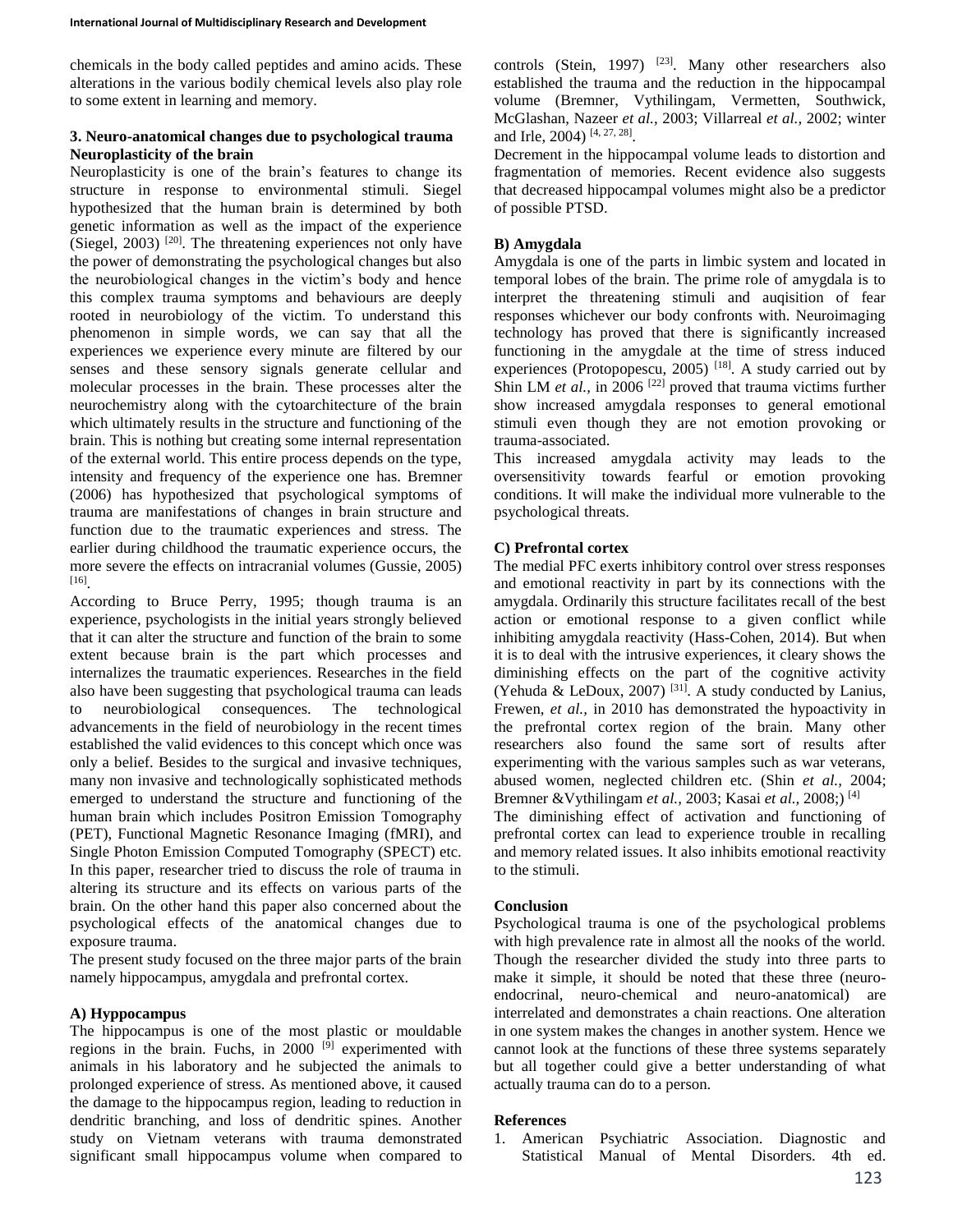chemicals in the body called peptides and amino acids. These alterations in the various bodily chemical levels also play role to some extent in learning and memory.

### 3. Neuro-anatomical changes due to psychological trauma

### Neuroplasticity of the brain

Neuroplasticity is one of the brain's features to change its structure in response to environmental stimuli. Siegel hypothesized that the human brain is determined by both genetic information as well as the impact of the experience (Siegel, 2003) [20]. The threatening experiences not only have the power of demonstrating the psychological changes but also the neurobiological changes in the victim's body and hence this complex trauma symptoms and behaviours are deeply rooted in neurobiology of the victim. To understand this phenomenon in simple words, we can say that all the experiences we experience every minute are filtered by our senses and these sensory signals generate cellular and molecular processes in the brain. These processes alter the neurochemistry along with the cytoarchitecture of the brain which ultimately results in the structure and functioning of the brain. This is nothing but creating some internal representation of the external world. This entire process depends on the type, intensity and frequency of the experience one has. Bremner (2006) has hypothesized that psychological symptoms of trauma are manifestations of changes in brain structure and function due to the traumatic experiences and stress. The earlier during childhood the traumatic experience occurs, the more severe the effects on intracranial volumes (Gussie, 2005) [16].

According to Bruce Perry, 1995; though trauma is an experience, psychologists in the initial years strongly believed that it can alter the structure and function of the brain to some extent because brain is the part which processes and internalizes the traumatic experiences. Researches in the field also have been suggesting that psychological trauma can leads to neurobiological consequences. The technological advancements in the field of neurobiology in the recent times established the valid evidences to this concept which once was only a belief. Besides to the surgical and invasive techniques, many non invasive and technologically sophisticated methods emerged to understand the structure and functioning of the human brain which includes Positron Emission Tomography (PET), Functional Magnetic Resonance Imaging (fMRI), and Single Photon Emission Computed Tomography (SPECT) etc. In this paper, researcher tried to discuss the role of trauma in altering its structure and its effects on various parts of the brain. On the other hand this paper also concerned about the psychological effects of the anatomical changes due to exposure trauma.

The present study focused on the three major parts of the brain namely hippocampus, amygdala and prefrontal cortex.

#### A) Hyppocampus

The hippocampus is one of the most plastic or mouldable regions in the brain. Fuchs, in 2000 [9] experimented with animals in his laboratory and he subjected the animals to prolonged experience of stress. As mentioned above, it caused the damage to the hippocampus region, leading to reduction in dendritic branching, and loss of dendritic spines. Another study on Vietnam veterans with trauma demonstrated significant small hippocampus volume when compared to controls (Stein, 1997) [23]. Many other researchers also established the trauma and the reduction in the hippocampal volume (Bremner, Vythilingam, Vermetten, Southwick, McGlashan, Nazeer *et al.*, 2003; Villarreal *et al.*, 2002; winter and Irle, 2004) [4, 27, 28].

Decrement in the hippocampal volume leads to distortion and fragmentation of memories. Recent evidence also suggests that decreased hippocampal volumes might also be a predictor of possible PTSD.

#### B) Amygdala

Amygdala is one of the parts in limbic system and located in temporal lobes of the brain. The prime role of amygdala is to interpret the threatening stimuli and auqisition of fear responses whichever our body confronts with. Neuroimaging technology has proved that there is significantly increased functioning in the amygdale at the time of stress induced experiences (Protopopescu, 2005) [18]. A study carried out by Shin LM *et al.*, in 2006 [22] proved that trauma victims further show increased amygdala responses to general emotional stimuli even though they are not emotion provoking or trauma-associated.

This increased amygdala activity may leads to the oversensitivity towards fearful or emotion provoking conditions. It will make the individual more vulnerable to the psychological threats.

#### C) Prefrontal cortex

The medial PFC exerts inhibitory control over stress responses and emotional reactivity in part by its connections with the amygdala. Ordinarily this structure facilitates recall of the best action or emotional response to a given conflict while inhibiting amygdala reactivity (Hass-Cohen, 2014). But when it is to deal with the intrusive experiences, it cleary shows the diminishing effects on the part of the cognitive activity (Yehuda & LeDoux, 2007) [31]. A study conducted by Lanius, Frewen, *et al.*, in 2010 has demonstrated the hypoactivity in the prefrontal cortex region of the brain. Many other researchers also found the same sort of results after experimenting with the various samples such as war veterans, abused women, neglected children etc. (Shin *et al.*, 2004; Bremner &Vythilingam *et al.*, 2003; Kasai *et al.*, 2008;) [4]

The diminishing effect of activation and functioning of prefrontal cortex can lead to experience trouble in recalling and memory related issues. It also inhibits emotional reactivity to the stimuli.

### Conclusion

Psychological trauma is one of the psychological problems with high prevalence rate in almost all the nooks of the world. Though the researcher divided the study into three parts to make it simple, it should be noted that these three (neuro-endocrinal, neuro-chemical and neuro-anatomical) are interrelated and demonstrates a chain reactions. One alteration in one system makes the changes in another system. Hence we cannot look at the functions of these three systems separately but all together could give a better understanding of what actually trauma can do to a person.

### References

1. American Psychiatric Association. Diagnostic and Statistical Manual of Mental Disorders. 4th ed.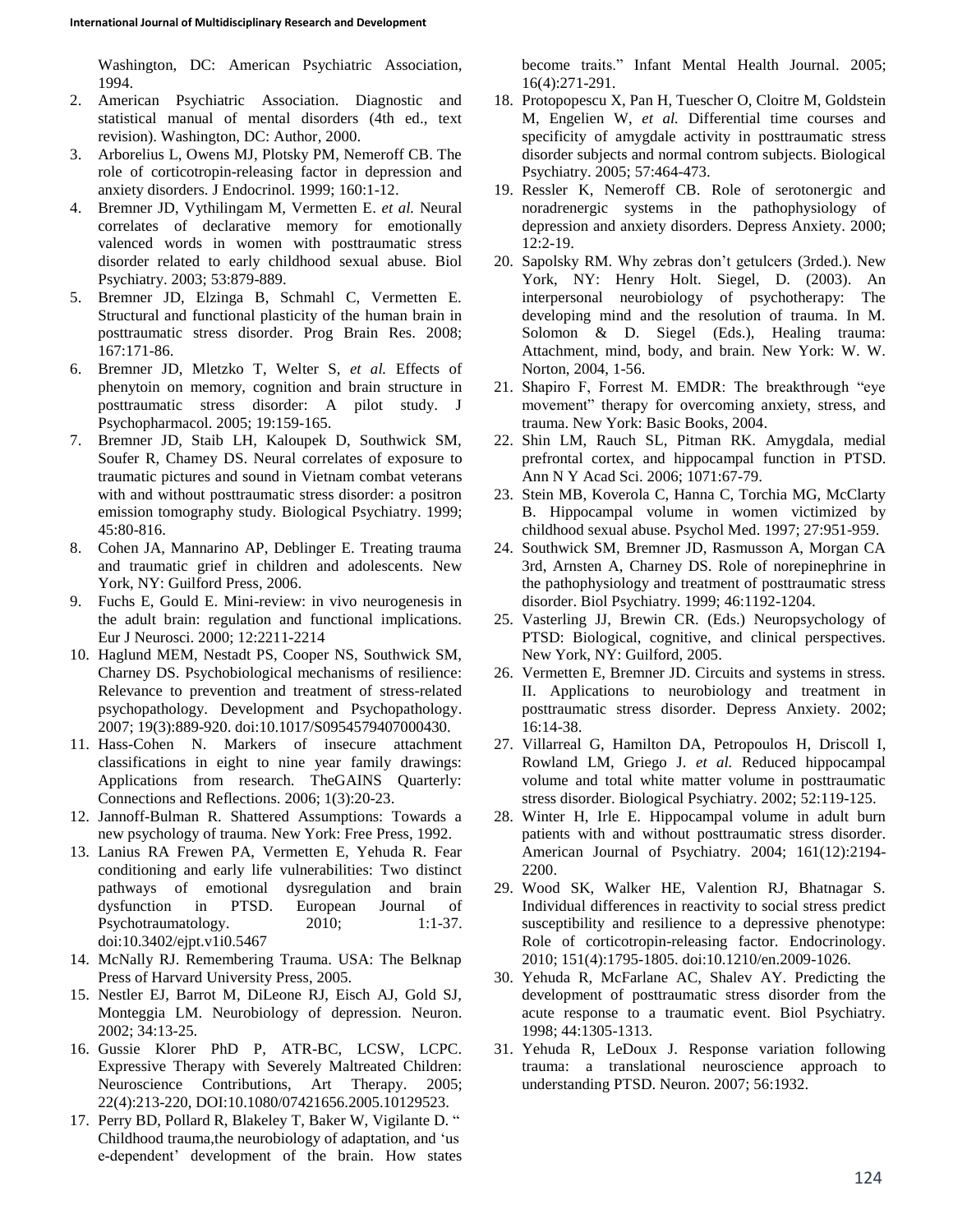Washington, DC: American Psychiatric Association, 1994.

2. American Psychiatric Association. Diagnostic and statistical manual of mental disorders (4th ed., text revision). Washington, DC: Author, 2000.
3. Arborelius L, Owens MJ, Plotsky PM, Nemeroff CB. The role of corticotropin-releasing factor in depression and anxiety disorders. J Endocrinol. 1999; 160:1-12.
4. Bremner JD, Vythilingam M, Vermetten E. *et al.* Neural correlates of declarative memory for emotionally valenced words in women with posttraumatic stress disorder related to early childhood sexual abuse. Biol Psychiatry. 2003; 53:879-889.
5. Bremner JD, Elzinga B, Schmahl C, Vermetten E. Structural and functional plasticity of the human brain in posttraumatic stress disorder. Prog Brain Res. 2008; 167:171-86.
6. Bremner JD, Mletzko T, Welter S, *et al.* Effects of phenytoin on memory, cognition and brain structure in posttraumatic stress disorder: A pilot study. J Psychopharmacol. 2005; 19:159-165.
7. Bremner JD, Staib LH, Kaloupek D, Southwick SM, Soufer R, Chamey DS. Neural correlates of exposure to traumatic pictures and sound in Vietnam combat veterans with and without posttraumatic stress disorder: a positron emission tomography study. Biological Psychiatry. 1999; 45:80-816.
8. Cohen JA, Mannarino AP, Deblinger E. Treating trauma and traumatic grief in children and adolescents. New York, NY: Guilford Press, 2006.
9. Fuchs E, Gould E. Mini-review: in vivo neurogenesis in the adult brain: regulation and functional implications. Eur J Neurosci. 2000; 12:2211-2214
10. Haglund MEM, Nestadt PS, Cooper NS, Southwick SM, Charney DS. Psychobiological mechanisms of resilience: Relevance to prevention and treatment of stress-related psychopathology. Development and Psychopathology. 2007; 19(3):889-920. doi:10.1017/S0954579407000430.
11. Hass-Cohen N. Markers of insecure attachment classifications in eight to nine year family drawings: Applications from research. TheGAINS Quarterly: Connections and Reflections. 2006; 1(3):20-23.
12. Jannoff-Bulman R. Shattered Assumptions: Towards a new psychology of trauma. New York: Free Press, 1992.
13. Lanius RA Frewen PA, Vermetten E, Yehuda R. Fear conditioning and early life vulnerabilities: Two distinct pathways of emotional dysregulation and brain dysfunction in PTSD. European Journal of Psychotraumatology. 2010; 1:1-37. doi:10.3402/ejpt.v1i0.5467
14. McNally RJ. Remembering Trauma. USA: The Belknap Press of Harvard University Press, 2005.
15. Nestler EJ, Barrot M, DiLeone RJ, Eisch AJ, Gold SJ, Monteggia LM. Neurobiology of depression. Neuron. 2002; 34:13-25.
16. Gussie Klorer PhD P, ATR-BC, LCSW, LCPC. Expressive Therapy with Severely Maltreated Children: Neuroscience Contributions, Art Therapy. 2005; 22(4):213-220, DOI:10.1080/07421656.2005.10129523.
17. Perry BD, Pollard R, Blakeley T, Baker W, Vigilante D. " Childhood trauma,the neurobiology of adaptation, and 'us e-dependent' development of the brain. How states become traits." Infant Mental Health Journal. 2005; 16(4):271-291.
18. Protopopescu X, Pan H, Tuescher O, Cloitre M, Goldstein M, Engelien W, *et al.* Differential time courses and specificity of amygdale activity in posttraumatic stress disorder subjects and normal controm subjects. Biological Psychiatry. 2005; 57:464-473.
19. Ressler K, Nemeroff CB. Role of serotonergic and noradrenergic systems in the pathophysiology of depression and anxiety disorders. Depress Anxiety. 2000; 12:2-19.
20. Sapolsky RM. Why zebras don't getulcers (3rded.). New York, NY: Henry Holt. Siegel, D. (2003). An interpersonal neurobiology of psychotherapy: The developing mind and the resolution of trauma. In M. Solomon & D. Siegel (Eds.), Healing trauma: Attachment, mind, body, and brain. New York: W. W. Norton, 2004, 1-56.
21. Shapiro F, Forrest M. EMDR: The breakthrough "eye movement" therapy for overcoming anxiety, stress, and trauma. New York: Basic Books, 2004.
22. Shin LM, Rauch SL, Pitman RK. Amygdala, medial prefrontal cortex, and hippocampal function in PTSD. Ann N Y Acad Sci. 2006; 1071:67-79.
23. Stein MB, Koverola C, Hanna C, Torchia MG, McClarty B. Hippocampal volume in women victimized by childhood sexual abuse. Psychol Med. 1997; 27:951-959.
24. Southwick SM, Bremner JD, Rasmusson A, Morgan CA 3rd, Arnsten A, Charney DS. Role of norepinephrine in the pathophysiology and treatment of posttraumatic stress disorder. Biol Psychiatry. 1999; 46:1192-1204.
25. Vasterling JJ, Brewin CR. (Eds.) Neuropsychology of PTSD: Biological, cognitive, and clinical perspectives. New York, NY: Guilford, 2005.
26. Vermetten E, Bremner JD. Circuits and systems in stress. II. Applications to neurobiology and treatment in posttraumatic stress disorder. Depress Anxiety. 2002; 16:14-38.
27. Villarreal G, Hamilton DA, Petropoulos H, Driscoll I, Rowland LM, Griego J. *et al.* Reduced hippocampal volume and total white matter volume in posttraumatic stress disorder. Biological Psychiatry. 2002; 52:119-125.
28. Winter H, Irle E. Hippocampal volume in adult burn patients with and without posttraumatic stress disorder. American Journal of Psychiatry. 2004; 161(12):2194-2200.
29. Wood SK, Walker HE, Valention RJ, Bhatnagar S. Individual differences in reactivity to social stress predict susceptibility and resilience to a depressive phenotype: Role of corticotropin-releasing factor. Endocrinology. 2010; 151(4):1795-1805. doi:10.1210/en.2009-1026.
30. Yehuda R, McFarlane AC, Shalev AY. Predicting the development of posttraumatic stress disorder from the acute response to a traumatic event. Biol Psychiatry. 1998; 44:1305-1313.
31. Yehuda R, LeDoux J. Response variation following trauma: a translational neuroscience approach to understanding PTSD. Neuron. 2007; 56:1932.